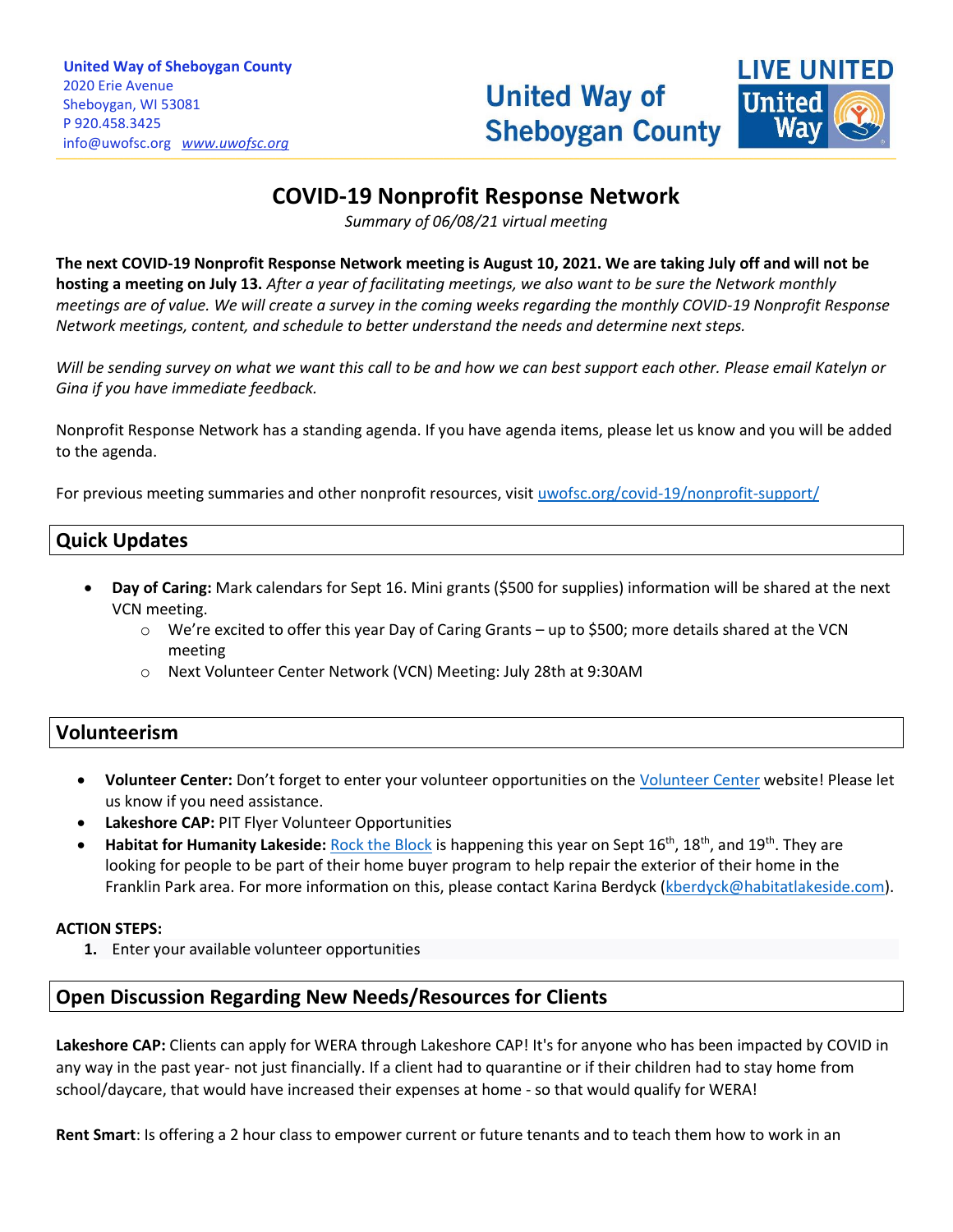**United Way of Sheboygan County**
2020 Erie Avenue
Sheboygan, WI 53081
P 920.458.3425
info@uwofsc.org www.uwofsc.org

United Way of Sheboygan County

LIVE UNITED United Way

# COVID-19 Nonprofit Response Network

*Summary of 06/08/21 virtual meeting*

**The next COVID-19 Nonprofit Response Network meeting is August 10, 2021. We are taking July off and will not be hosting a meeting on July 13.** *After a year of facilitating meetings, we also want to be sure the Network monthly meetings are of value. We will create a survey in the coming weeks regarding the monthly COVID-19 Nonprofit Response Network meetings, content, and schedule to better understand the needs and determine next steps.*

*Will be sending survey on what we want this call to be and how we can best support each other. Please email Katelyn or Gina if you have immediate feedback.*

Nonprofit Response Network has a standing agenda. If you have agenda items, please let us know and you will be added to the agenda.

For previous meeting summaries and other nonprofit resources, visit uwofsc.org/covid-19/nonprofit-support/

## Quick Updates

- **Day of Caring:** Mark calendars for Sept 16. Mini grants ($500 for supplies) information will be shared at the next VCN meeting.
  - We're excited to offer this year Day of Caring Grants – up to $500; more details shared at the VCN meeting
  - Next Volunteer Center Network (VCN) Meeting: July 28th at 9:30AM

## Volunteerism

- **Volunteer Center:** Don't forget to enter your volunteer opportunities on the Volunteer Center website! Please let us know if you need assistance.
- **Lakeshore CAP:** PIT Flyer Volunteer Opportunities
- **Habitat for Humanity Lakeside:** Rock the Block is happening this year on Sept 16th, 18th, and 19th. They are looking for people to be part of their home buyer program to help repair the exterior of their home in the Franklin Park area. For more information on this, please contact Karina Berdyck (kberdyck@habitatlakeside.com).

**ACTION STEPS:**

1. Enter your available volunteer opportunities

## Open Discussion Regarding New Needs/Resources for Clients

**Lakeshore CAP:** Clients can apply for WERA through Lakeshore CAP! It's for anyone who has been impacted by COVID in any way in the past year- not just financially. If a client had to quarantine or if their children had to stay home from school/daycare, that would have increased their expenses at home - so that would qualify for WERA!

**Rent Smart**: Is offering a 2 hour class to empower current or future tenants and to teach them how to work in an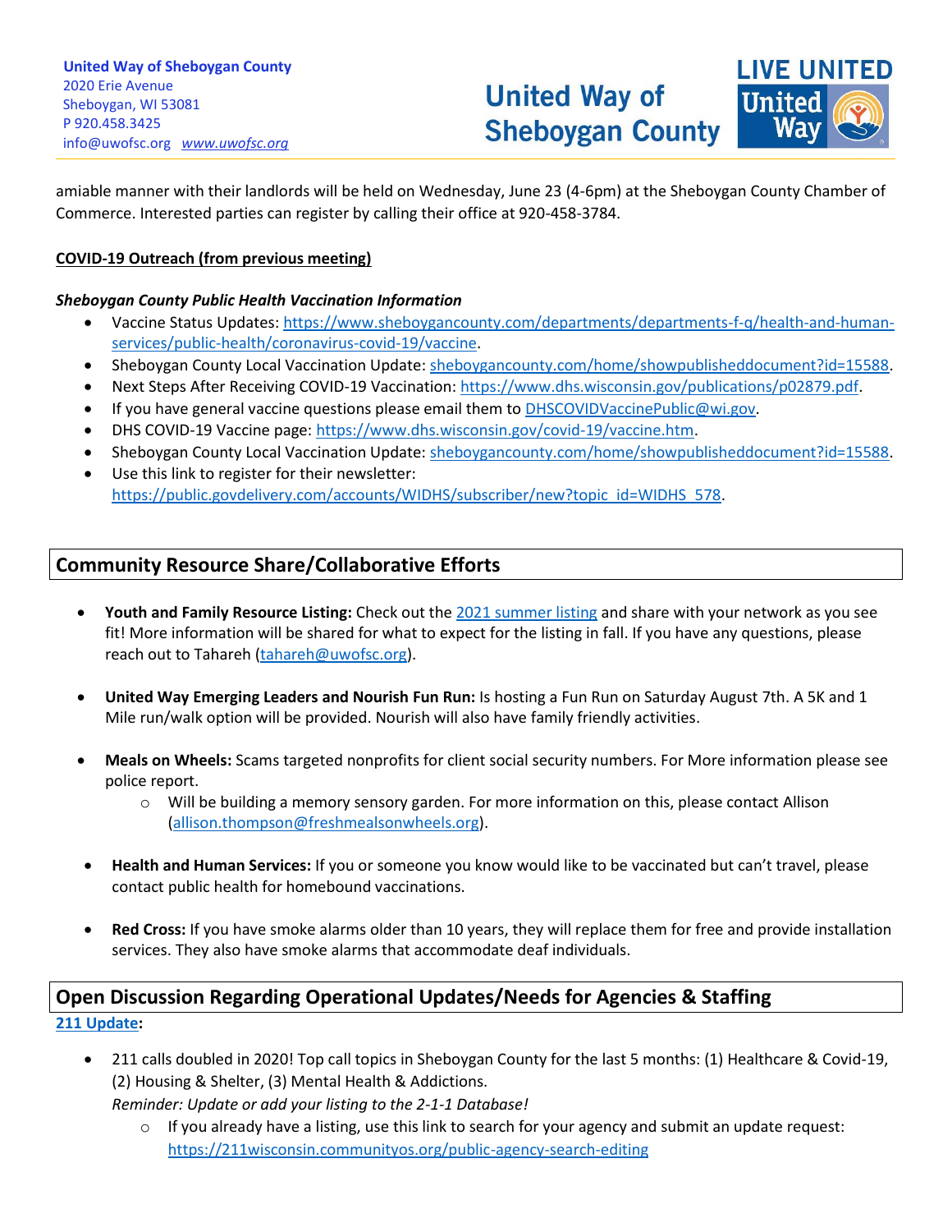amiable manner with their landlords will be held on Wednesday, June 23 (4-6pm) at the Sheboygan County Chamber of Commerce. Interested parties can register by calling their office at 920-458-3784.

**COVID-19 Outreach (from previous meeting)**

***Sheboygan County Public Health Vaccination Information***

- Vaccine Status Updates: https://www.sheboygancounty.com/departments/departments-f-q/health-and-human-services/public-health/coronavirus-covid-19/vaccine.
- Sheboygan County Local Vaccination Update: sheboygancounty.com/home/showpublisheddocument?id=15588.
- Next Steps After Receiving COVID-19 Vaccination: https://www.dhs.wisconsin.gov/publications/p02879.pdf.
- If you have general vaccine questions please email them to DHSCOVIDVaccinePublic@wi.gov.
- DHS COVID-19 Vaccine page: https://www.dhs.wisconsin.gov/covid-19/vaccine.htm.
- Sheboygan County Local Vaccination Update: sheboygancounty.com/home/showpublisheddocument?id=15588.
- Use this link to register for their newsletter: https://public.govdelivery.com/accounts/WIDHS/subscriber/new?topic_id=WIDHS_578.

## Community Resource Share/Collaborative Efforts

- **Youth and Family Resource Listing:** Check out the 2021 summer listing and share with your network as you see fit! More information will be shared for what to expect for the listing in fall. If you have any questions, please reach out to Tahareh (tahareh@uwofsc.org).

- **United Way Emerging Leaders and Nourish Fun Run:** Is hosting a Fun Run on Saturday August 7th. A 5K and 1 Mile run/walk option will be provided. Nourish will also have family friendly activities.

- **Meals on Wheels:** Scams targeted nonprofits for client social security numbers. For More information please see police report.
  - Will be building a memory sensory garden. For more information on this, please contact Allison (allison.thompson@freshmealsonwheels.org).

- **Health and Human Services:** If you or someone you know would like to be vaccinated but can't travel, please contact public health for homebound vaccinations.

- **Red Cross:** If you have smoke alarms older than 10 years, they will replace them for free and provide installation services. They also have smoke alarms that accommodate deaf individuals.

## Open Discussion Regarding Operational Updates/Needs for Agencies & Staffing

**211 Update:**

- 211 calls doubled in 2020! Top call topics in Sheboygan County for the last 5 months: (1) Healthcare & Covid-19, (2) Housing & Shelter, (3) Mental Health & Addictions.
  *Reminder: Update or add your listing to the 2-1-1 Database!*
  - If you already have a listing, use this link to search for your agency and submit an update request: https://211wisconsin.communityos.org/public-agency-search-editing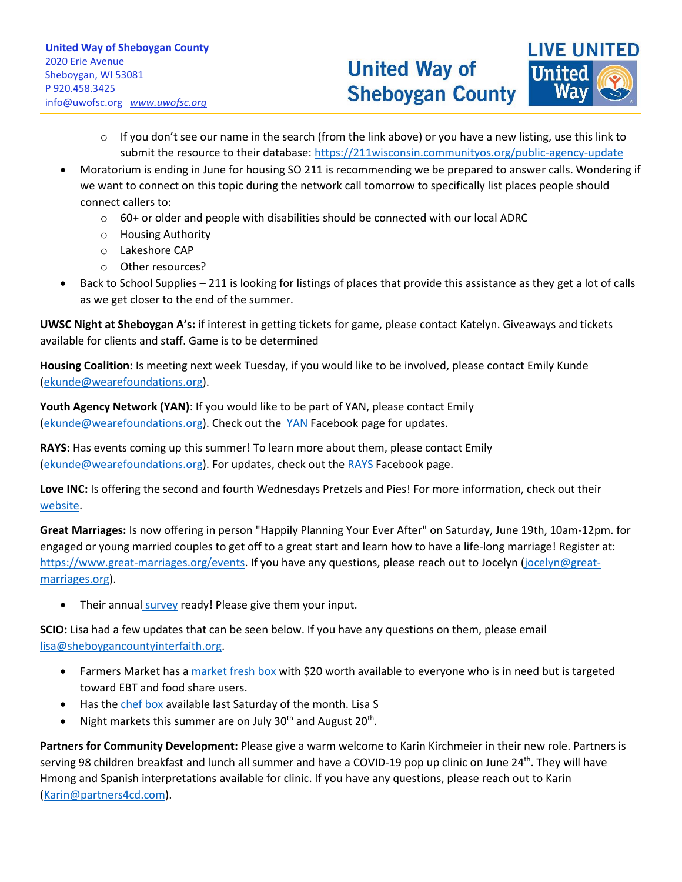- If you don't see our name in the search (from the link above) or you have a new listing, use this link to submit the resource to their database: https://211wisconsin.communityos.org/public-agency-update

- Moratorium is ending in June for housing SO 211 is recommending we be prepared to answer calls. Wondering if we want to connect on this topic during the network call tomorrow to specifically list places people should connect callers to:
  - 60+ or older and people with disabilities should be connected with our local ADRC
  - Housing Authority
  - Lakeshore CAP
  - Other resources?
- Back to School Supplies – 211 is looking for listings of places that provide this assistance as they get a lot of calls as we get closer to the end of the summer.

**UWSC Night at Sheboygan A's:** if interest in getting tickets for game, please contact Katelyn. Giveaways and tickets available for clients and staff. Game is to be determined

**Housing Coalition:** Is meeting next week Tuesday, if you would like to be involved, please contact Emily Kunde (ekunde@wearefoundations.org).

**Youth Agency Network (YAN)**: If you would like to be part of YAN, please contact Emily (ekunde@wearefoundations.org). Check out the YAN Facebook page for updates.

**RAYS:** Has events coming up this summer! To learn more about them, please contact Emily (ekunde@wearefoundations.org). For updates, check out the RAYS Facebook page.

**Love INC:** Is offering the second and fourth Wednesdays Pretzels and Pies! For more information, check out their website.

**Great Marriages:** Is now offering in person "Happily Planning Your Ever After" on Saturday, June 19th, 10am-12pm. for engaged or young married couples to get off to a great start and learn how to have a life-long marriage! Register at: https://www.great-marriages.org/events. If you have any questions, please reach out to Jocelyn (jocelyn@great-marriages.org).

- Their annual survey ready! Please give them your input.

**SCIO:** Lisa had a few updates that can be seen below. If you have any questions on them, please email lisa@sheboygancountyinterfaith.org.

- Farmers Market has a market fresh box with $20 worth available to everyone who is in need but is targeted toward EBT and food share users.
- Has the chef box available last Saturday of the month. Lisa S
- Night markets this summer are on July 30th and August 20th.

**Partners for Community Development:** Please give a warm welcome to Karin Kirchmeier in their new role. Partners is serving 98 children breakfast and lunch all summer and have a COVID-19 pop up clinic on June 24th. They will have Hmong and Spanish interpretations available for clinic. If you have any questions, please reach out to Karin (Karin@partners4cd.com).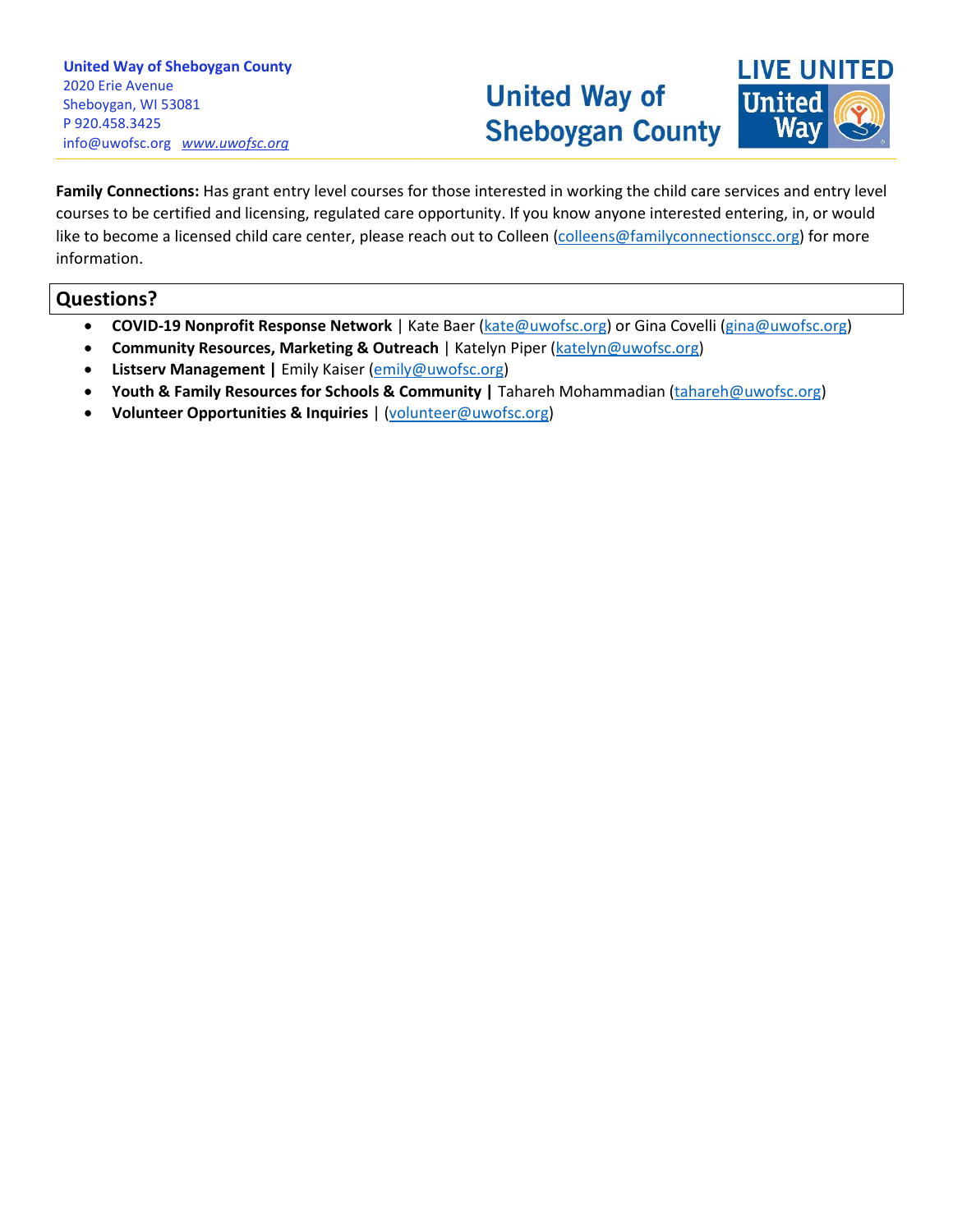**Family Connections:** Has grant entry level courses for those interested in working the child care services and entry level courses to be certified and licensing, regulated care opportunity. If you know anyone interested entering, in, or would like to become a licensed child care center, please reach out to Colleen (colleens@familyconnectionscc.org) for more information.

## Questions?

- **COVID-19 Nonprofit Response Network** | Kate Baer (kate@uwofsc.org) or Gina Covelli (gina@uwofsc.org)
- **Community Resources, Marketing & Outreach** | Katelyn Piper (katelyn@uwofsc.org)
- **Listserv Management |** Emily Kaiser (emily@uwofsc.org)
- **Youth & Family Resources for Schools & Community |** Tahareh Mohammadian (tahareh@uwofsc.org)
- **Volunteer Opportunities & Inquiries** | (volunteer@uwofsc.org)